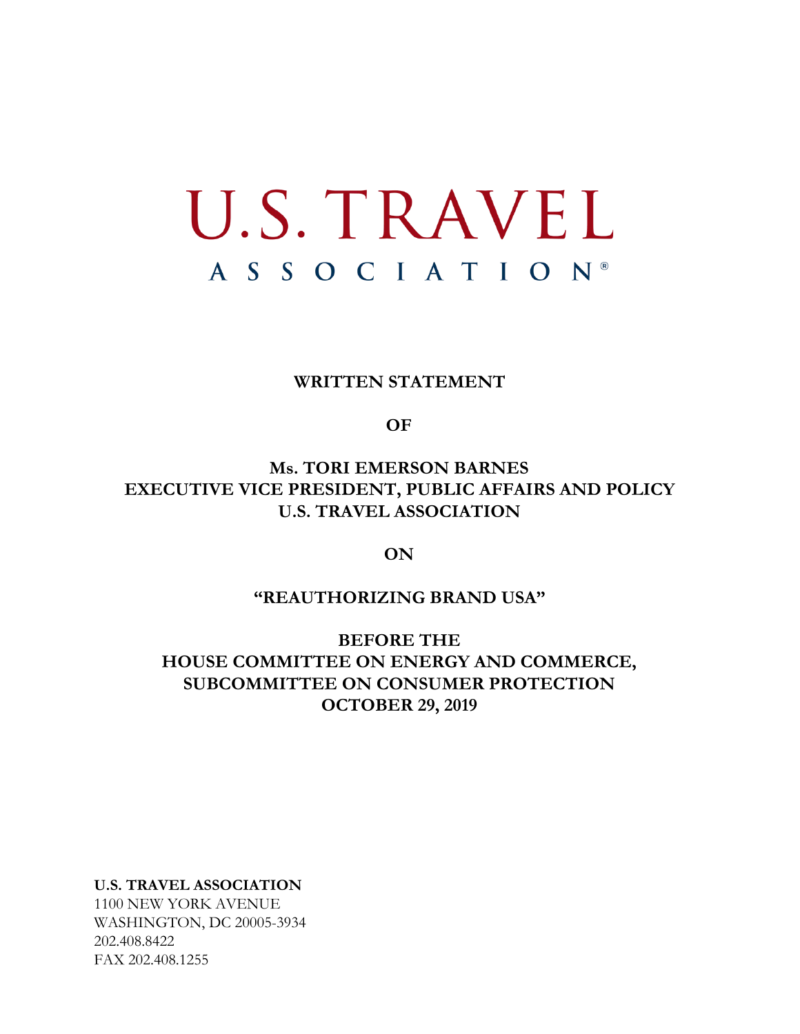# U.S. TRAVEL

## ASSOCIATION®

**WRITTEN STATEMENT**

**OF**

**Ms. TORI EMERSON BARNES**
**EXECUTIVE VICE PRESIDENT, PUBLIC AFFAIRS AND POLICY**
**U.S. TRAVEL ASSOCIATION**

**ON**

**"REAUTHORIZING BRAND USA"**

**BEFORE THE**
**HOUSE COMMITTEE ON ENERGY AND COMMERCE,**
**SUBCOMMITTEE ON CONSUMER PROTECTION**
**OCTOBER 29, 2019**

**U.S. TRAVEL ASSOCIATION**
1100 NEW YORK AVENUE
WASHINGTON, DC 20005-3934
202.408.8422
FAX 202.408.1255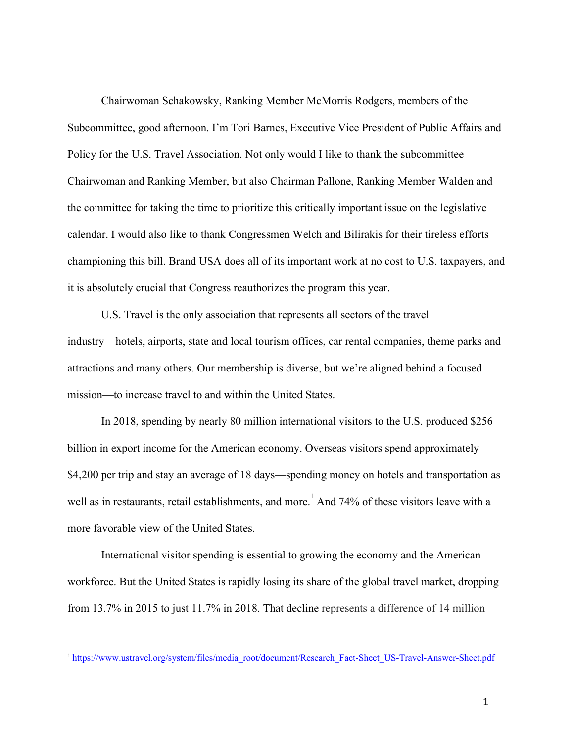Chairwoman Schakowsky, Ranking Member McMorris Rodgers, members of the Subcommittee, good afternoon. I'm Tori Barnes, Executive Vice President of Public Affairs and Policy for the U.S. Travel Association. Not only would I like to thank the subcommittee Chairwoman and Ranking Member, but also Chairman Pallone, Ranking Member Walden and the committee for taking the time to prioritize this critically important issue on the legislative calendar. I would also like to thank Congressmen Welch and Bilirakis for their tireless efforts championing this bill. Brand USA does all of its important work at no cost to U.S. taxpayers, and it is absolutely crucial that Congress reauthorizes the program this year.

U.S. Travel is the only association that represents all sectors of the travel industry—hotels, airports, state and local tourism offices, car rental companies, theme parks and attractions and many others. Our membership is diverse, but we're aligned behind a focused mission—to increase travel to and within the United States.

In 2018, spending by nearly 80 million international visitors to the U.S. produced $256 billion in export income for the American economy. Overseas visitors spend approximately $4,200 per trip and stay an average of 18 days—spending money on hotels and transportation as well as in restaurants, retail establishments, and more.[1] And 74% of these visitors leave with a more favorable view of the United States.

International visitor spending is essential to growing the economy and the American workforce. But the United States is rapidly losing its share of the global travel market, dropping from 13.7% in 2015 to just 11.7% in 2018. That decline represents a difference of 14 million

[1] https://www.ustravel.org/system/files/media_root/document/Research_Fact-Sheet_US-Travel-Answer-Sheet.pdf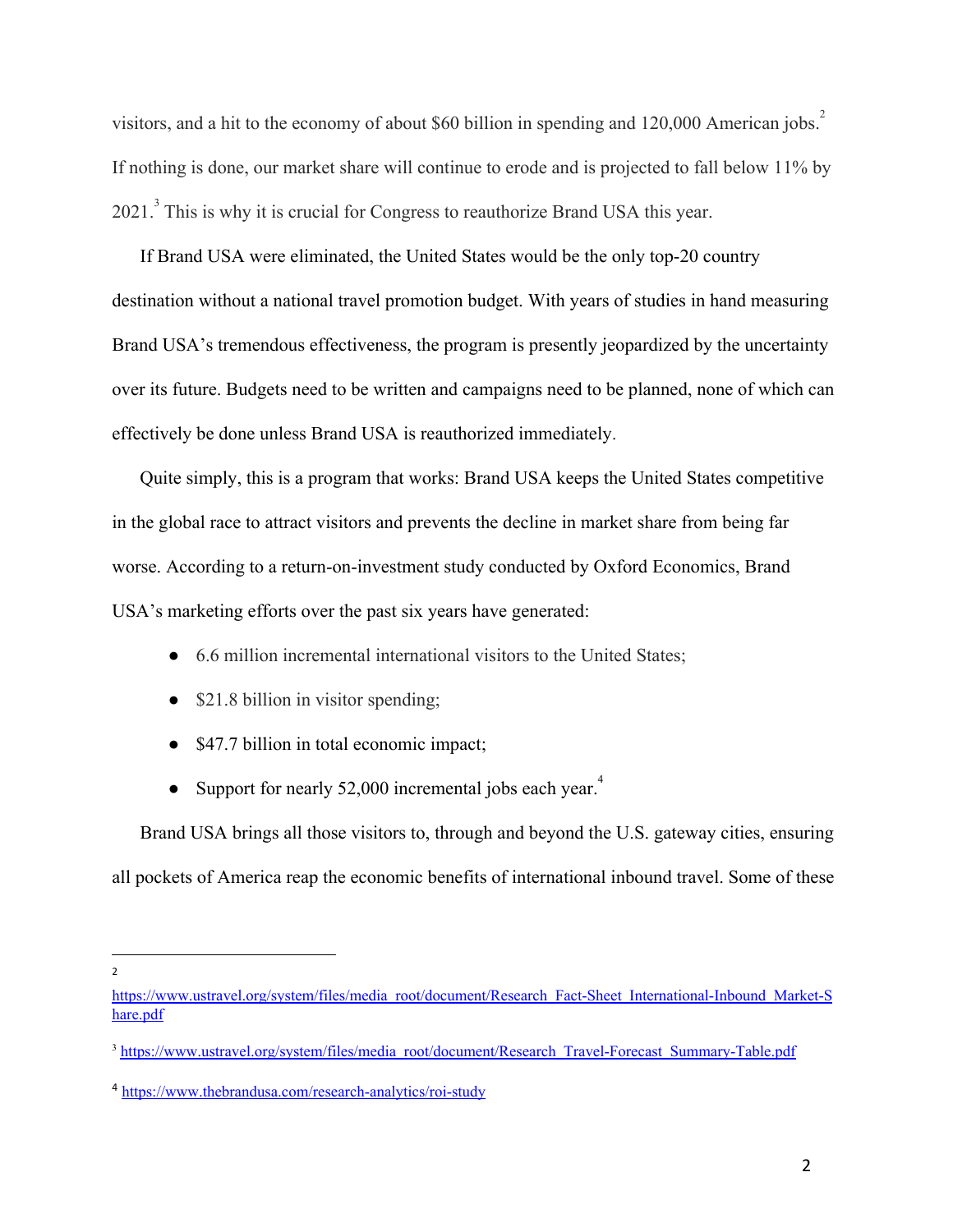visitors, and a hit to the economy of about $60 billion in spending and 120,000 American jobs.[2] If nothing is done, our market share will continue to erode and is projected to fall below 11% by 2021.[3] This is why it is crucial for Congress to reauthorize Brand USA this year.

If Brand USA were eliminated, the United States would be the only top-20 country destination without a national travel promotion budget. With years of studies in hand measuring Brand USA's tremendous effectiveness, the program is presently jeopardized by the uncertainty over its future. Budgets need to be written and campaigns need to be planned, none of which can effectively be done unless Brand USA is reauthorized immediately.

Quite simply, this is a program that works: Brand USA keeps the United States competitive in the global race to attract visitors and prevents the decline in market share from being far worse. According to a return-on-investment study conducted by Oxford Economics, Brand USA's marketing efforts over the past six years have generated:

- 6.6 million incremental international visitors to the United States;
- $21.8 billion in visitor spending;
- $47.7 billion in total economic impact;
- Support for nearly 52,000 incremental jobs each year.[4]

Brand USA brings all those visitors to, through and beyond the U.S. gateway cities, ensuring all pockets of America reap the economic benefits of international inbound travel. Some of these

---

[2] https://www.ustravel.org/system/files/media_root/document/Research_Fact-Sheet_International-Inbound_Market-Share.pdf

[3] https://www.ustravel.org/system/files/media_root/document/Research_Travel-Forecast_Summary-Table.pdf

[4] https://www.thebrandusa.com/research-analytics/roi-study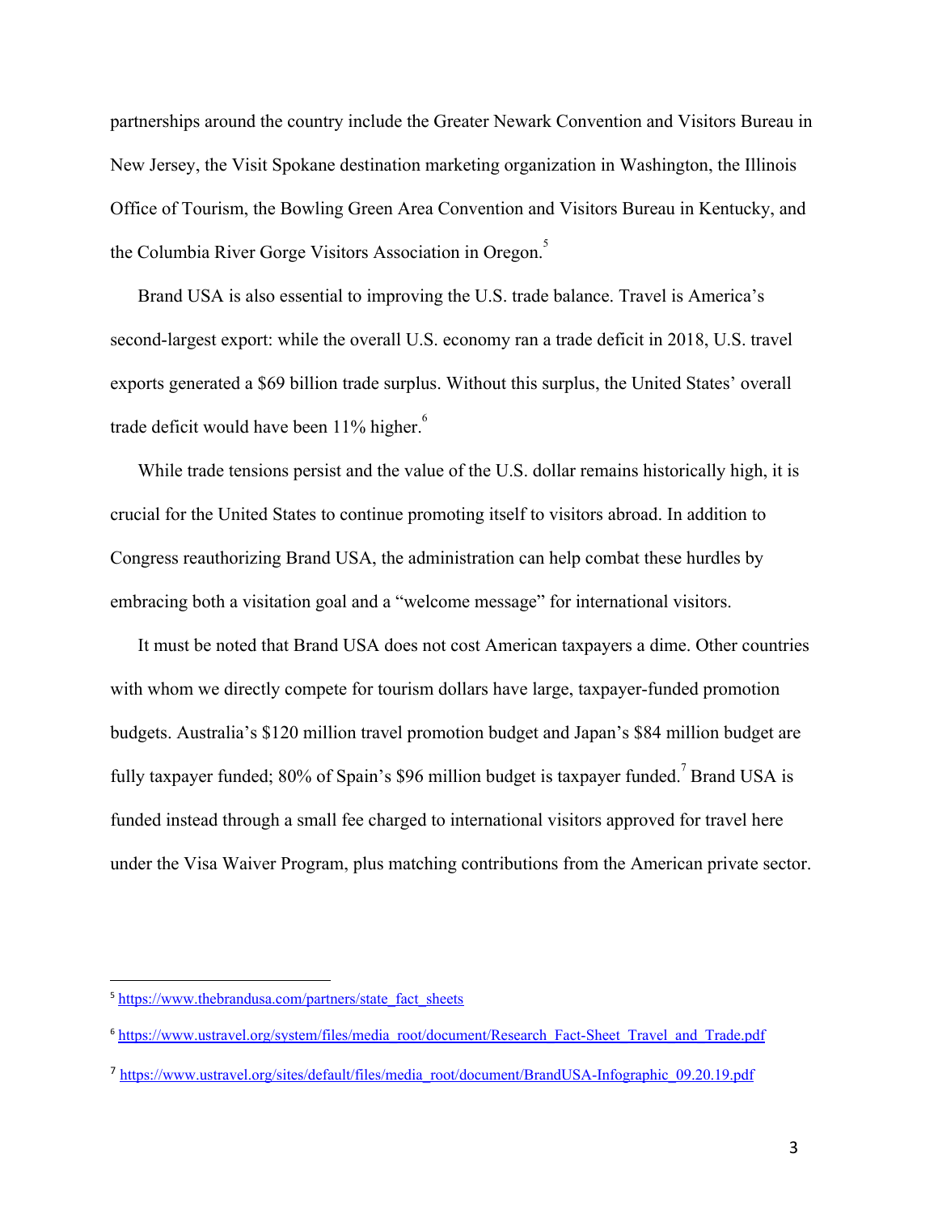partnerships around the country include the Greater Newark Convention and Visitors Bureau in New Jersey, the Visit Spokane destination marketing organization in Washington, the Illinois Office of Tourism, the Bowling Green Area Convention and Visitors Bureau in Kentucky, and the Columbia River Gorge Visitors Association in Oregon.[5]

Brand USA is also essential to improving the U.S. trade balance. Travel is America's second-largest export: while the overall U.S. economy ran a trade deficit in 2018, U.S. travel exports generated a $69 billion trade surplus. Without this surplus, the United States' overall trade deficit would have been 11% higher.[6]

While trade tensions persist and the value of the U.S. dollar remains historically high, it is crucial for the United States to continue promoting itself to visitors abroad. In addition to Congress reauthorizing Brand USA, the administration can help combat these hurdles by embracing both a visitation goal and a "welcome message" for international visitors.

It must be noted that Brand USA does not cost American taxpayers a dime. Other countries with whom we directly compete for tourism dollars have large, taxpayer-funded promotion budgets. Australia's $120 million travel promotion budget and Japan's $84 million budget are fully taxpayer funded; 80% of Spain's $96 million budget is taxpayer funded.[7] Brand USA is funded instead through a small fee charged to international visitors approved for travel here under the Visa Waiver Program, plus matching contributions from the American private sector.

---

[5] https://www.thebrandusa.com/partners/state_fact_sheets

[6] https://www.ustravel.org/system/files/media_root/document/Research_Fact-Sheet_Travel_and_Trade.pdf

[7] https://www.ustravel.org/sites/default/files/media_root/document/BrandUSA-Infographic_09.20.19.pdf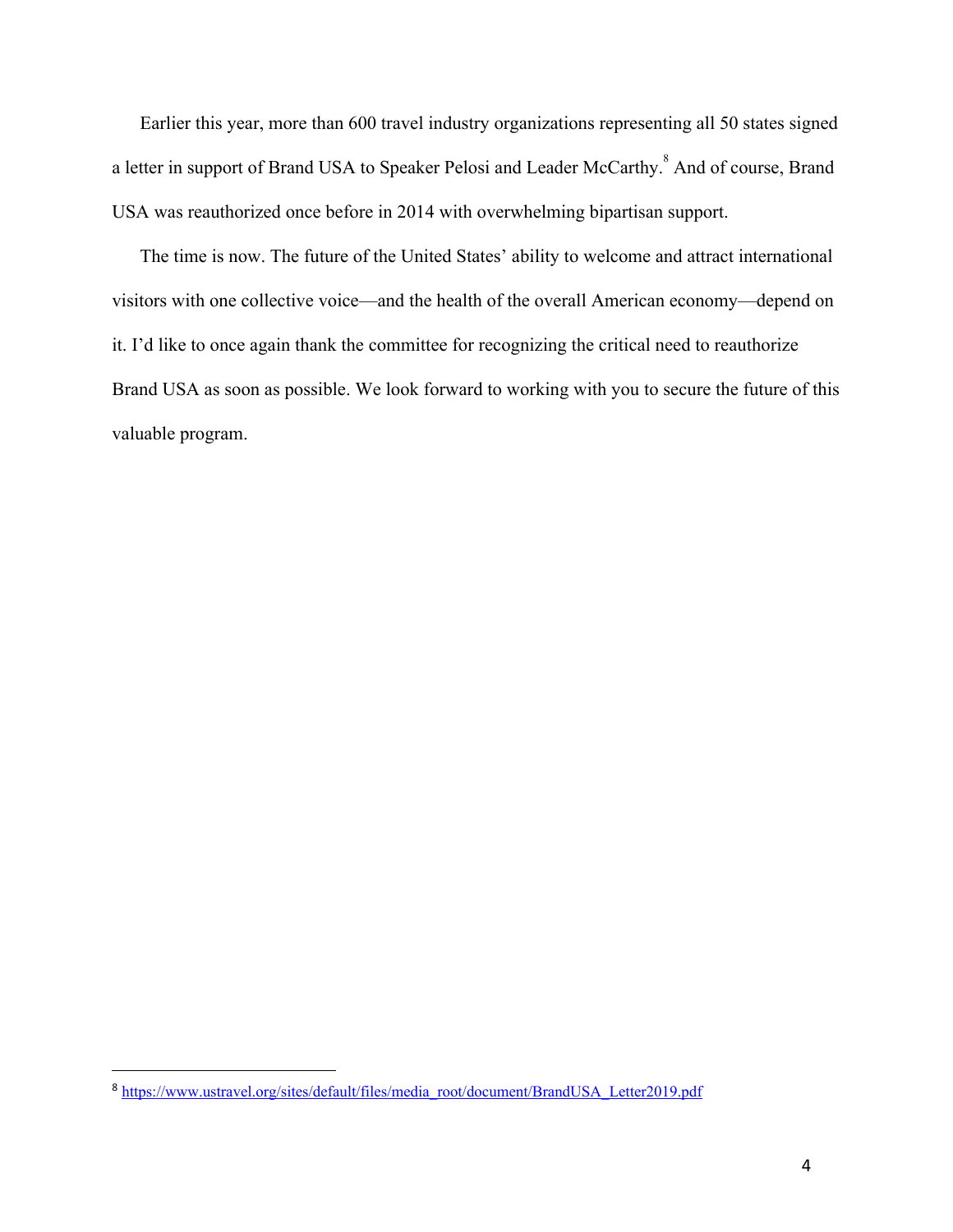Earlier this year, more than 600 travel industry organizations representing all 50 states signed a letter in support of Brand USA to Speaker Pelosi and Leader McCarthy.[8] And of course, Brand USA was reauthorized once before in 2014 with overwhelming bipartisan support.

The time is now. The future of the United States' ability to welcome and attract international visitors with one collective voice—and the health of the overall American economy—depend on it. I'd like to once again thank the committee for recognizing the critical need to reauthorize Brand USA as soon as possible. We look forward to working with you to secure the future of this valuable program.

---

[8] https://www.ustravel.org/sites/default/files/media_root/document/BrandUSA_Letter2019.pdf